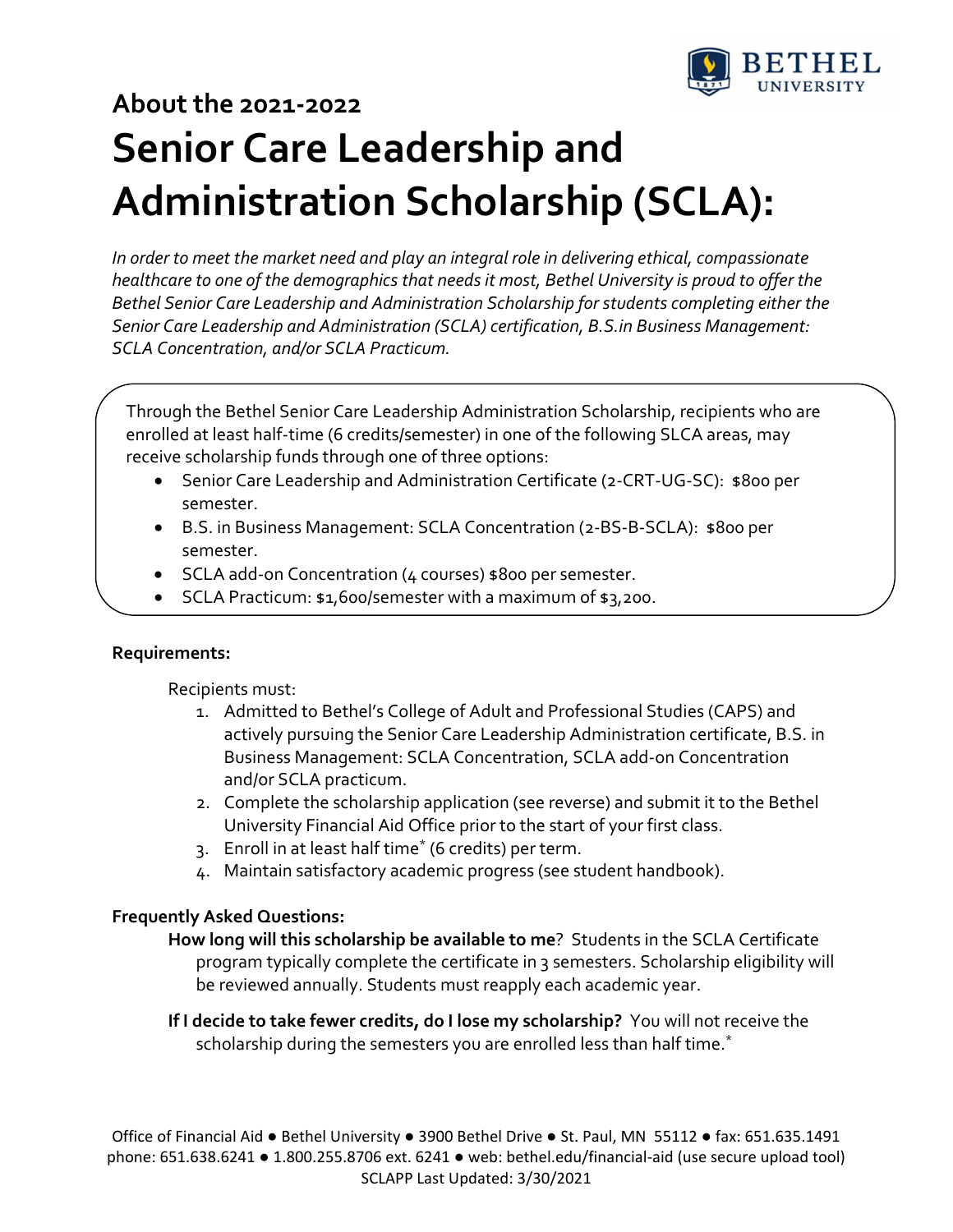## About the 2021-2022

# Senior Care Leadership and Administration Scholarship (SCLA):

*In order to meet the market need and play an integral role in delivering ethical, compassionate healthcare to one of the demographics that needs it most, Bethel University is proud to offer the Bethel Senior Care Leadership and Administration Scholarship for students completing either the Senior Care Leadership and Administration (SCLA) certification, B.S.in Business Management: SCLA Concentration, and/or SCLA Practicum.*

Through the Bethel Senior Care Leadership Administration Scholarship, recipients who are enrolled at least half-time (6 credits/semester) in one of the following SLCA areas, may receive scholarship funds through one of three options:

- Senior Care Leadership and Administration Certificate (2-CRT-UG-SC): $800 per semester.
- B.S. in Business Management: SCLA Concentration (2-BS-B-SCLA): $800 per semester.
- SCLA add-on Concentration (4 courses) $800 per semester.
- SCLA Practicum: $1,600/semester with a maximum of $3,200.

**Requirements:**

Recipients must:

1. Admitted to Bethel's College of Adult and Professional Studies (CAPS) and actively pursuing the Senior Care Leadership Administration certificate, B.S. in Business Management: SCLA Concentration, SCLA add-on Concentration and/or SCLA practicum.
2. Complete the scholarship application (see reverse) and submit it to the Bethel University Financial Aid Office prior to the start of your first class.
3. Enroll in at least half time* (6 credits) per term.
4. Maintain satisfactory academic progress (see student handbook).

**Frequently Asked Questions:**

**How long will this scholarship be available to me**? Students in the SCLA Certificate program typically complete the certificate in 3 semesters. Scholarship eligibility will be reviewed annually. Students must reapply each academic year.

**If I decide to take fewer credits, do I lose my scholarship?** You will not receive the scholarship during the semesters you are enrolled less than half time.*

Office of Financial Aid ● Bethel University ● 3900 Bethel Drive ● St. Paul, MN 55112 ● fax: 651.635.1491
phone: 651.638.6241 ● 1.800.255.8706 ext. 6241 ● web: bethel.edu/financial-aid (use secure upload tool)
SCLAPP Last Updated: 3/30/2021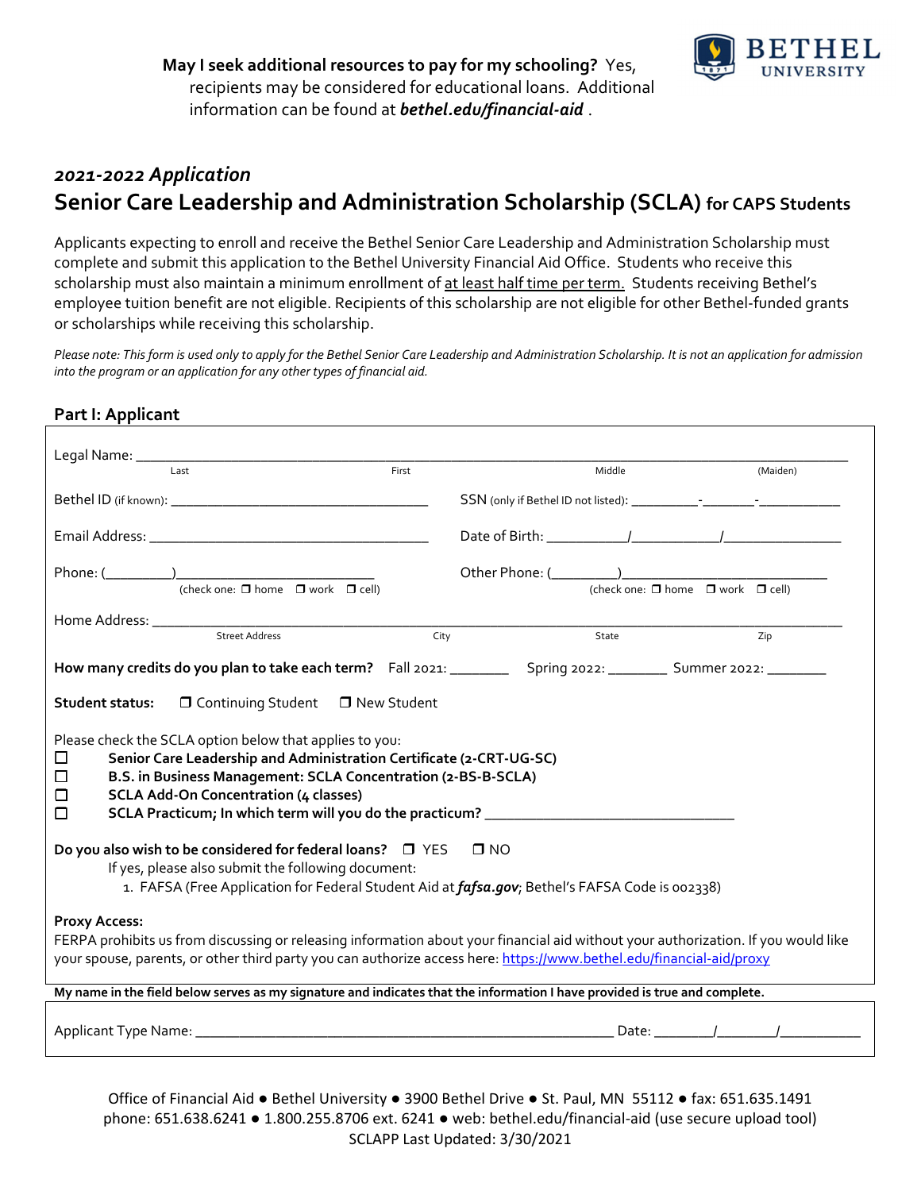**May I seek additional resources to pay for my schooling?** Yes, recipients may be considered for educational loans. Additional information can be found at ***bethel.edu/financial-aid*** .

BETHEL UNIVERSITY

*2021-2022 Application*

## Senior Care Leadership and Administration Scholarship (SCLA) for CAPS Students

Applicants expecting to enroll and receive the Bethel Senior Care Leadership and Administration Scholarship must complete and submit this application to the Bethel University Financial Aid Office. Students who receive this scholarship must also maintain a minimum enrollment of at least half time per term. Students receiving Bethel's employee tuition benefit are not eligible. Recipients of this scholarship are not eligible for other Bethel-funded grants or scholarships while receiving this scholarship.

*Please note: This form is used only to apply for the Bethel Senior Care Leadership and Administration Scholarship. It is not an application for admission into the program or an application for any other types of financial aid.*

### Part I: Applicant

Legal Name: ______________________________________________
Last First Middle (Maiden)

Bethel ID (if known): ____________________ SSN (only if Bethel ID not listed): _______-______-_______

Email Address: ____________________ Date of Birth: _______/_______/_______

Phone: (______)________________ (check one: ☐ home ☐ work ☐ cell) Other Phone: (______)________________ (check one: ☐ home ☐ work ☐ cell)

Home Address: ______________________________________________
Street Address City State Zip

**How many credits do you plan to take each term?** Fall 2021: ________ Spring 2022: ________ Summer 2022: ________

**Student status:** ☐ Continuing Student ☐ New Student

Please check the SCLA option below that applies to you:

☐ **Senior Care Leadership and Administration Certificate (2-CRT-UG-SC)**
☐ **B.S. in Business Management: SCLA Concentration (2-BS-B-SCLA)**
☐ **SCLA Add-On Concentration (4 classes)**
☐ **SCLA Practicum; In which term will you do the practicum?** ______________________

**Do you also wish to be considered for federal loans?** ☐ YES ☐ NO
If yes, please also submit the following document:
1. FAFSA (Free Application for Federal Student Aid at ***fafsa.gov***; Bethel's FAFSA Code is 002338)

**Proxy Access:**
FERPA prohibits us from discussing or releasing information about your financial aid without your authorization. If you would like your spouse, parents, or other third party you can authorize access here: https://www.bethel.edu/financial-aid/proxy

**My name in the field below serves as my signature and indicates that the information I have provided is true and complete.**

Applicant Type Name: ______________________________ Date: ______/______/________

Office of Financial Aid ● Bethel University ● 3900 Bethel Drive ● St. Paul, MN 55112 ● fax: 651.635.1491
phone: 651.638.6241 ● 1.800.255.8706 ext. 6241 ● web: bethel.edu/financial-aid (use secure upload tool)
SCLAPP Last Updated: 3/30/2021